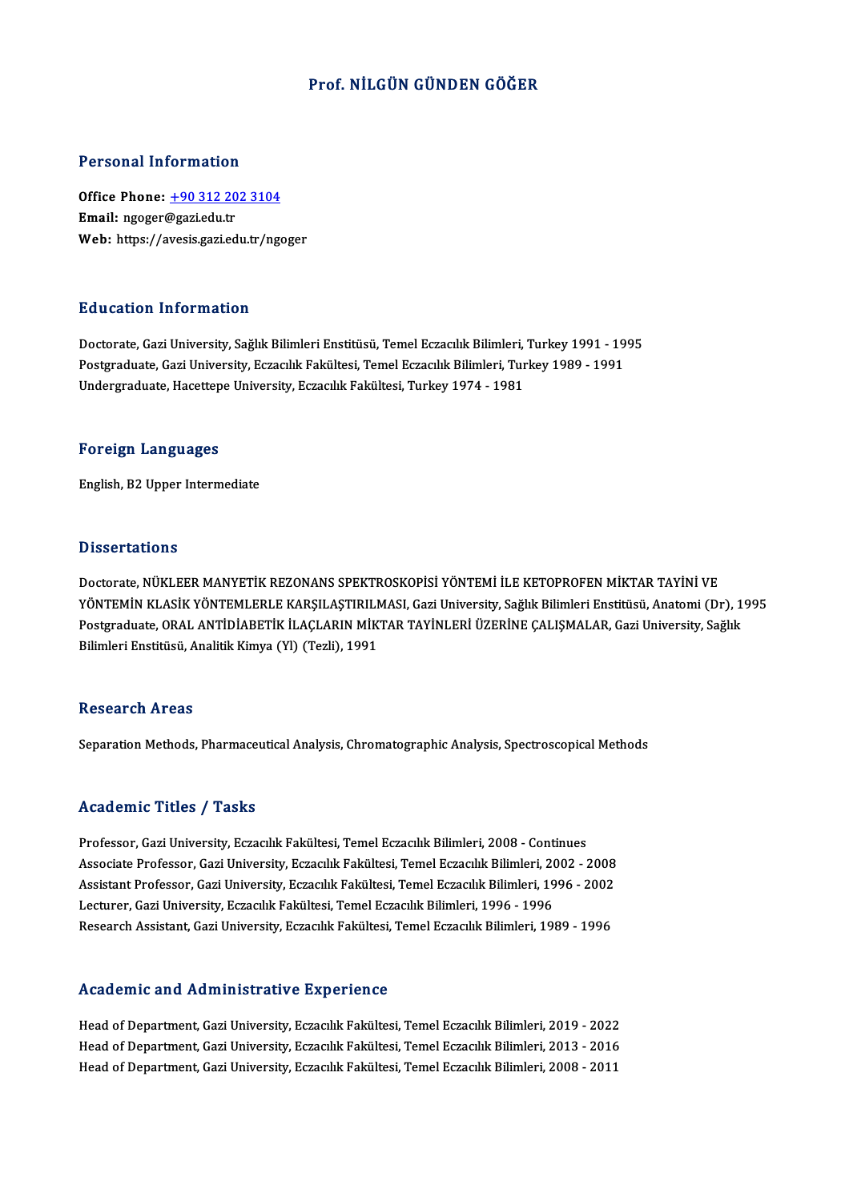# Prof. NİLGÜN GÜNDEN GÖĞER

## Personal Information

**Office Phone:** +90 312 202 3104
**Email:** ngoger@gazi.edu.tr
**Web:** https://avesis.gazi.edu.tr/ngoger

## Education Information

Doctorate, Gazi University, Sağlık Bilimleri Enstitüsü, Temel Eczacılık Bilimleri, Turkey 1991 - 1995
Postgraduate, Gazi University, Eczacılık Fakültesi, Temel Eczacılık Bilimleri, Turkey 1989 - 1991
Undergraduate, Hacettepe University, Eczacılık Fakültesi, Turkey 1974 - 1981

## Foreign Languages

English, B2 Upper Intermediate

## Dissertations

Doctorate, NÜKLEER MANYETİK REZONANS SPEKTROSKOPİSİ YÖNTEMİ İLE KETOPROFEN MİKTAR TAYİNİ VE YÖNTEMİN KLASİK YÖNTEMLERLE KARŞILAŞTIRILMASI, Gazi University, Sağlık Bilimleri Enstitüsü, Anatomi (Dr), 1995
Postgraduate, ORAL ANTİDİABETİK İLAÇLARIN MİKTAR TAYİNLERİ ÜZERİNE ÇALIŞMALAR, Gazi University, Sağlık Bilimleri Enstitüsü, Analitik Kimya (Yl) (Tezli), 1991

## Research Areas

Separation Methods, Pharmaceutical Analysis, Chromatographic Analysis, Spectroscopical Methods

## Academic Titles / Tasks

Professor, Gazi University, Eczacılık Fakültesi, Temel Eczacılık Bilimleri, 2008 - Continues
Associate Professor, Gazi University, Eczacılık Fakültesi, Temel Eczacılık Bilimleri, 2002 - 2008
Assistant Professor, Gazi University, Eczacılık Fakültesi, Temel Eczacılık Bilimleri, 1996 - 2002
Lecturer, Gazi University, Eczacılık Fakültesi, Temel Eczacılık Bilimleri, 1996 - 1996
Research Assistant, Gazi University, Eczacılık Fakültesi, Temel Eczacılık Bilimleri, 1989 - 1996

## Academic and Administrative Experience

Head of Department, Gazi University, Eczacılık Fakültesi, Temel Eczacılık Bilimleri, 2019 - 2022
Head of Department, Gazi University, Eczacılık Fakültesi, Temel Eczacılık Bilimleri, 2013 - 2016
Head of Department, Gazi University, Eczacılık Fakültesi, Temel Eczacılık Bilimleri, 2008 - 2011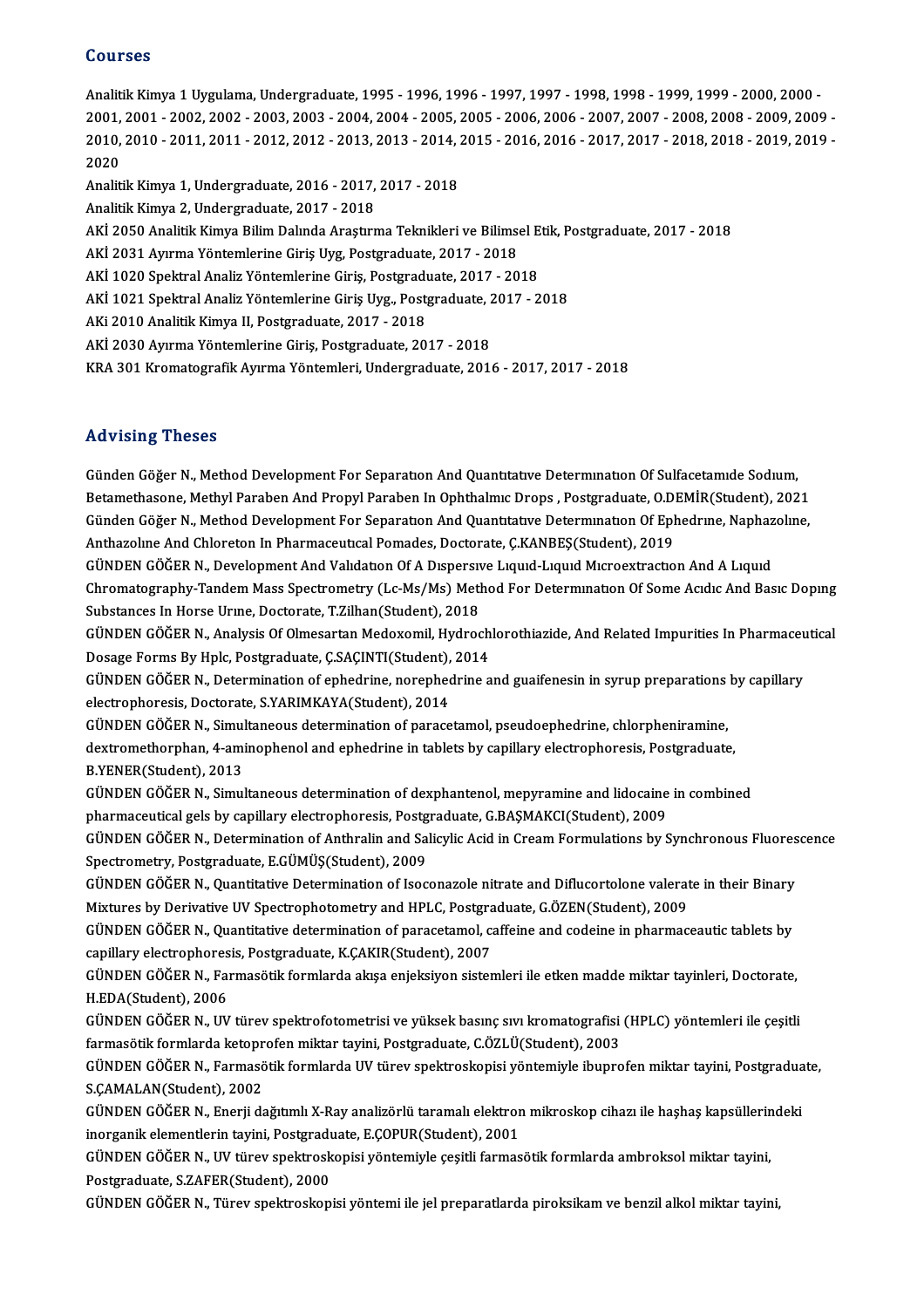## Courses

Analitik Kimya 1 Uygulama, Undergraduate, 1995 - 1996, 1996 - 1997, 1997 - 1998, 1998 - 1999, 1999 - 2000, 2000 - 2001, 2001 - 2002, 2002 - 2003, 2003 - 2004, 2004 - 2005, 2005 - 2006, 2006 - 2007, 2007 - 2008, 2008 - 2009, 2009 - 2010, 2010 - 2011, 2011 - 2012, 2012 - 2013, 2013 - 2014, 2015 - 2016, 2016 - 2017, 2017 - 2018, 2018 - 2019, 2019 - 2020

Analitik Kimya 1, Undergraduate, 2016 - 2017, 2017 - 2018

Analitik Kimya 2, Undergraduate, 2017 - 2018

AKİ 2050 Analitik Kimya Bilim Dalında Araştırma Teknikleri ve Bilimsel Etik, Postgraduate, 2017 - 2018

AKİ 2031 Ayırma Yöntemlerine Giriş Uyg, Postgraduate, 2017 - 2018

AKİ 1020 Spektral Analiz Yöntemlerine Giriş, Postgraduate, 2017 - 2018

AKİ 1021 Spektral Analiz Yöntemlerine Giriş Uyg., Postgraduate, 2017 - 2018

AKi 2010 Analitik Kimya II, Postgraduate, 2017 - 2018

AKİ 2030 Ayırma Yöntemlerine Giriş, Postgraduate, 2017 - 2018

KRA 301 Kromatografik Ayırma Yöntemleri, Undergraduate, 2016 - 2017, 2017 - 2018

## Advising Theses

Günden Göğer N., Method Development For Separatıon And Quantıtatıve Determınatıon Of Sulfacetamıde Sodıum, Betamethasone, Methyl Paraben And Propyl Paraben In Ophthalmıc Drops , Postgraduate, O.DEMİR(Student), 2021

Günden Göğer N., Method Development For Separatıon And Quantıtatıve Determınatıon Of Ephedrıne, Naphazolıne, Anthazolıne And Chloreton In Pharmaceutıcal Pomades, Doctorate, Ç.KANBEŞ(Student), 2019

GÜNDEN GÖĞER N., Development And Valıdatıon Of A Dıspersıve Lıquıd-Lıquıd Mıcroextractıon And A Lıquıd Chromatography-Tandem Mass Spectrometry (Lc-Ms/Ms) Method For Determınatıon Of Some Acıdıc And Basıc Dopıng Substances In Horse Urıne, Doctorate, T.Zilhan(Student), 2018

GÜNDEN GÖĞER N., Analysis Of Olmesartan Medoxomil, Hydrochlorothiazide, And Related Impurities In Pharmaceutical Dosage Forms By Hplc, Postgraduate, Ç.SAÇINTI(Student), 2014

GÜNDEN GÖĞER N., Determination of ephedrine, norephedrine and guaifenesin in syrup preparations by capillary electrophoresis, Doctorate, S.YARIMKAYA(Student), 2014

GÜNDEN GÖĞER N., Simultaneous determination of paracetamol, pseudoephedrine, chlorpheniramine, dextromethorphan, 4-aminophenol and ephedrine in tablets by capillary electrophoresis, Postgraduate, B.YENER(Student), 2013

GÜNDEN GÖĞER N., Simultaneous determination of dexphantenol, mepyramine and lidocaine in combined pharmaceutical gels by capillary electrophoresis, Postgraduate, G.BAŞMAKCI(Student), 2009

GÜNDEN GÖĞER N., Determination of Anthralin and Salicylic Acid in Cream Formulations by Synchronous Fluorescence Spectrometry, Postgraduate, E.GÜMÜŞ(Student), 2009

GÜNDEN GÖĞER N., Quantitative Determination of Isoconazole nitrate and Diflucortolone valerate in their Binary Mixtures by Derivative UV Spectrophotometry and HPLC, Postgraduate, G.ÖZEN(Student), 2009

GÜNDEN GÖĞER N., Quantitative determination of paracetamol, caffeine and codeine in pharmaceautic tablets by capillary electrophoresis, Postgraduate, K.ÇAKIR(Student), 2007

GÜNDEN GÖĞER N., Farmasötik formlarda akışa enjeksiyon sistemleri ile etken madde miktar tayinleri, Doctorate, H.EDA(Student), 2006

GÜNDEN GÖĞER N., UV türev spektrofotometrisi ve yüksek basınç sıvı kromatografisi (HPLC) yöntemleri ile çeşitli farmasötik formlarda ketoprofen miktar tayini, Postgraduate, C.ÖZLÜ(Student), 2003

GÜNDEN GÖĞER N., Farmasötik formlarda UV türev spektroskopisi yöntemiyle ibuprofen miktar tayini, Postgraduate, S.ÇAMALAN(Student), 2002

GÜNDEN GÖĞER N., Enerji dağıtımlı X-Ray analizörlü taramalı elektron mikroskop cihazı ile haşhaş kapsüllerindeki inorganik elementlerin tayini, Postgraduate, E.ÇOPUR(Student), 2001

GÜNDEN GÖĞER N., UV türev spektroskopisi yöntemiyle çeşitli farmasötik formlarda ambroksol miktar tayini, Postgraduate, S.ZAFER(Student), 2000

GÜNDEN GÖĞER N., Türev spektroskopisi yöntemi ile jel preparatlarda piroksikam ve benzil alkol miktar tayini,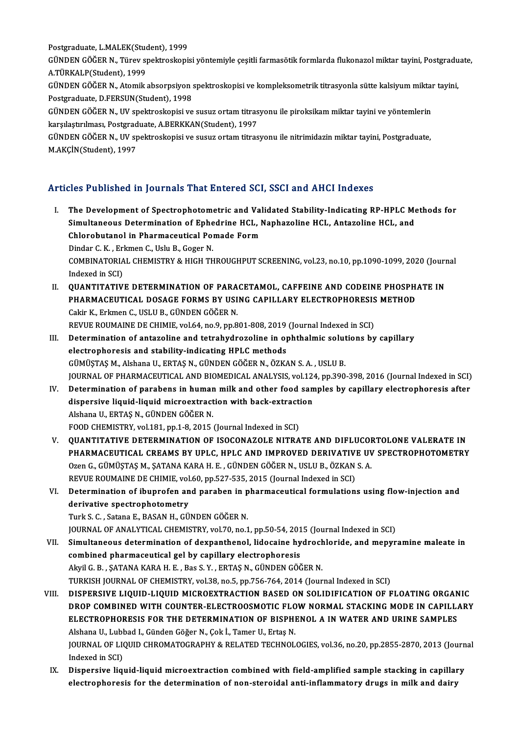Postgraduate, L.MALEK(Student), 1999

GÜNDEN GÖĞER N., Türev spektroskopisi yöntemiyle çeşitli farmasötik formlarda flukonazol miktar tayini, Postgraduate, A.TÜRKALP(Student), 1999

GÜNDEN GÖĞER N., Atomik absorpsiyon spektroskopisi ve kompleksometrik titrasyonla sütte kalsiyum miktar tayini, Postgraduate, D.FERSUN(Student), 1998

GÜNDEN GÖĞER N., UV spektroskopisi ve susuz ortam titrasyonu ile piroksikam miktar tayini ve yöntemlerin karşılaştırılması, Postgraduate, A.BERKKAN(Student), 1997

GÜNDEN GÖĞER N., UV spektroskopisi ve susuz ortam titrasyonu ile nitrimidazin miktar tayini, Postgraduate, M.AKÇİN(Student), 1997

## Articles Published in Journals That Entered SCI, SSCI and AHCI Indexes

I. **The Development of Spectrophotometric and Validated Stability-Indicating RP-HPLC Methods for Simultaneous Determination of Ephedrine HCL, Naphazoline HCL, Antazoline HCL, and Chlorobutanol in Pharmaceutical Pomade Form**
Dindar C. K. , Erkmen C., Uslu B., Goger N.
COMBINATORIAL CHEMISTRY & HIGH THROUGHPUT SCREENING, vol.23, no.10, pp.1090-1099, 2020 (Journal Indexed in SCI)

II. **QUANTITATIVE DETERMINATION OF PARACETAMOL, CAFFEINE AND CODEINE PHOSPHATE IN PHARMACEUTICAL DOSAGE FORMS BY USING CAPILLARY ELECTROPHORESIS METHOD**
Cakir K., Erkmen C., USLU B., GÜNDEN GÖĞER N.
REVUE ROUMAINE DE CHIMIE, vol.64, no.9, pp.801-808, 2019 (Journal Indexed in SCI)

III. **Determination of antazoline and tetrahydrozoline in ophthalmic solutions by capillary electrophoresis and stability-indicating HPLC methods**
GÜMÜŞTAŞ M., Alshana U., ERTAŞ N., GÜNDEN GÖĞER N., ÖZKAN S. A. , USLU B.
JOURNAL OF PHARMACEUTICAL AND BIOMEDICAL ANALYSIS, vol.124, pp.390-398, 2016 (Journal Indexed in SCI)

IV. **Determination of parabens in human milk and other food samples by capillary electrophoresis after dispersive liquid-liquid microextraction with back-extraction**
Alshana U., ERTAŞ N., GÜNDEN GÖĞER N.
FOOD CHEMISTRY, vol.181, pp.1-8, 2015 (Journal Indexed in SCI)

V. **QUANTITATIVE DETERMINATION OF ISOCONAZOLE NITRATE AND DIFLUCORTOLONE VALERATE IN PHARMACEUTICAL CREAMS BY UPLC, HPLC AND IMPROVED DERIVATIVE UV SPECTROPHOTOMETRY**
Ozen G., GÜMÜŞTAŞ M., ŞATANA KARA H. E. , GÜNDEN GÖĞER N., USLU B., ÖZKAN S. A.
REVUE ROUMAINE DE CHIMIE, vol.60, pp.527-535, 2015 (Journal Indexed in SCI)

VI. **Determination of ibuprofen and paraben in pharmaceutical formulations using flow-injection and derivative spectrophotometry**
Turk S. C. , Satana E., BASAN H., GÜNDEN GÖĞER N.
JOURNAL OF ANALYTICAL CHEMISTRY, vol.70, no.1, pp.50-54, 2015 (Journal Indexed in SCI)

VII. **Simultaneous determination of dexpanthenol, lidocaine hydrochloride, and mepyramine maleate in combined pharmaceutical gel by capillary electrophoresis**
Akyil G. B. , ŞATANA KARA H. E. , Bas S. Y. , ERTAŞ N., GÜNDEN GÖĞER N.
TURKISH JOURNAL OF CHEMISTRY, vol.38, no.5, pp.756-764, 2014 (Journal Indexed in SCI)

VIII. **DISPERSIVE LIQUID-LIQUID MICROEXTRACTION BASED ON SOLIDIFICATION OF FLOATING ORGANIC DROP COMBINED WITH COUNTER-ELECTROOSMOTIC FLOW NORMAL STACKING MODE IN CAPILLARY ELECTROPHORESIS FOR THE DETERMINATION OF BISPHENOL A IN WATER AND URINE SAMPLES**
Alshana U., Lubbad I., Günden Göğer N., Çok İ., Tamer U., Ertaş N.
JOURNAL OF LIQUID CHROMATOGRAPHY & RELATED TECHNOLOGIES, vol.36, no.20, pp.2855-2870, 2013 (Journal Indexed in SCI)

IX. **Dispersive liquid-liquid microextraction combined with field-amplified sample stacking in capillary electrophoresis for the determination of non-steroidal anti-inflammatory drugs in milk and dairy**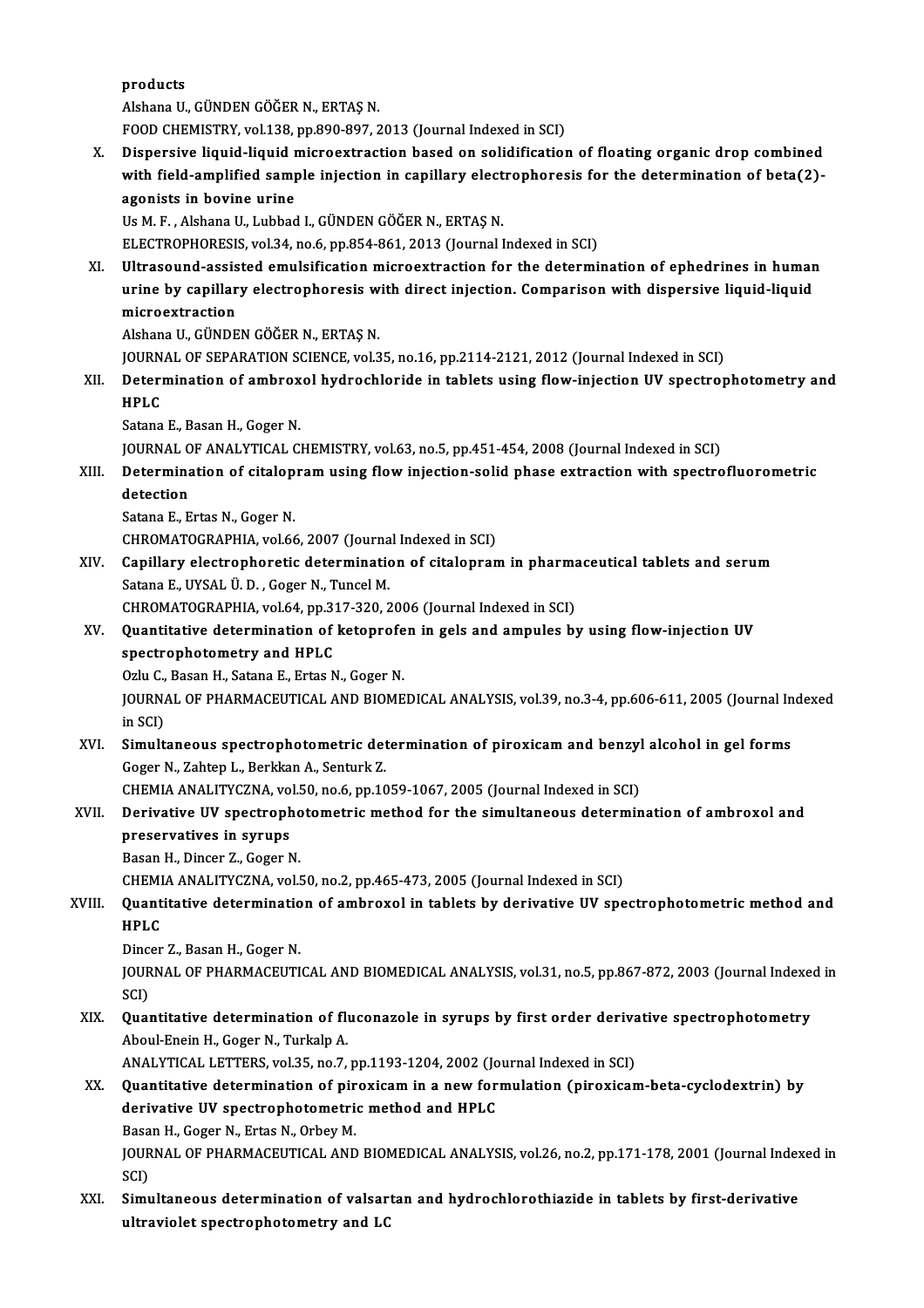products
Alshana U., GÜNDEN GÖĞER N., ERTAŞ N.
FOOD CHEMISTRY, vol.138, pp.890-897, 2013 (Journal Indexed in SCI)

X. **Dispersive liquid-liquid microextraction based on solidification of floating organic drop combined with field-amplified sample injection in capillary electrophoresis for the determination of beta(2)-agonists in bovine urine**
Us M. F. , Alshana U., Lubbad I., GÜNDEN GÖĞER N., ERTAŞ N.
ELECTROPHORESIS, vol.34, no.6, pp.854-861, 2013 (Journal Indexed in SCI)

XI. **Ultrasound-assisted emulsification microextraction for the determination of ephedrines in human urine by capillary electrophoresis with direct injection. Comparison with dispersive liquid-liquid microextraction**
Alshana U., GÜNDEN GÖĞER N., ERTAŞ N.
JOURNAL OF SEPARATION SCIENCE, vol.35, no.16, pp.2114-2121, 2012 (Journal Indexed in SCI)

XII. **Determination of ambroxol hydrochloride in tablets using flow-injection UV spectrophotometry and HPLC**
Satana E., Basan H., Goger N.
JOURNAL OF ANALYTICAL CHEMISTRY, vol.63, no.5, pp.451-454, 2008 (Journal Indexed in SCI)

XIII. **Determination of citalopram using flow injection-solid phase extraction with spectrofluorometric detection**
Satana E., Ertas N., Goger N.
CHROMATOGRAPHIA, vol.66, 2007 (Journal Indexed in SCI)

XIV. **Capillary electrophoretic determination of citalopram in pharmaceutical tablets and serum**
Satana E., UYSAL Ü. D. , Goger N., Tuncel M.
CHROMATOGRAPHIA, vol.64, pp.317-320, 2006 (Journal Indexed in SCI)

XV. **Quantitative determination of ketoprofen in gels and ampules by using flow-injection UV spectrophotometry and HPLC**
Ozlu C., Basan H., Satana E., Ertas N., Goger N.
JOURNAL OF PHARMACEUTICAL AND BIOMEDICAL ANALYSIS, vol.39, no.3-4, pp.606-611, 2005 (Journal Indexed in SCI)

XVI. **Simultaneous spectrophotometric determination of piroxicam and benzyl alcohol in gel forms**
Goger N., Zahtep L., Berkkan A., Senturk Z.
CHEMIA ANALITYCZNA, vol.50, no.6, pp.1059-1067, 2005 (Journal Indexed in SCI)

XVII. **Derivative UV spectrophotometric method for the simultaneous determination of ambroxol and preservatives in syrups**
Basan H., Dincer Z., Goger N.
CHEMIA ANALITYCZNA, vol.50, no.2, pp.465-473, 2005 (Journal Indexed in SCI)

XVIII. **Quantitative determination of ambroxol in tablets by derivative UV spectrophotometric method and HPLC**
Dincer Z., Basan H., Goger N.
JOURNAL OF PHARMACEUTICAL AND BIOMEDICAL ANALYSIS, vol.31, no.5, pp.867-872, 2003 (Journal Indexed in SCI)

XIX. **Quantitative determination of fluconazole in syrups by first order derivative spectrophotometry**
Aboul-Enein H., Goger N., Turkalp A.
ANALYTICAL LETTERS, vol.35, no.7, pp.1193-1204, 2002 (Journal Indexed in SCI)

XX. **Quantitative determination of piroxicam in a new formulation (piroxicam-beta-cyclodextrin) by derivative UV spectrophotometric method and HPLC**
Basan H., Goger N., Ertas N., Orbey M.
JOURNAL OF PHARMACEUTICAL AND BIOMEDICAL ANALYSIS, vol.26, no.2, pp.171-178, 2001 (Journal Indexed in SCI)

XXI. **Simultaneous determination of valsartan and hydrochlorothiazide in tablets by first-derivative ultraviolet spectrophotometry and LC**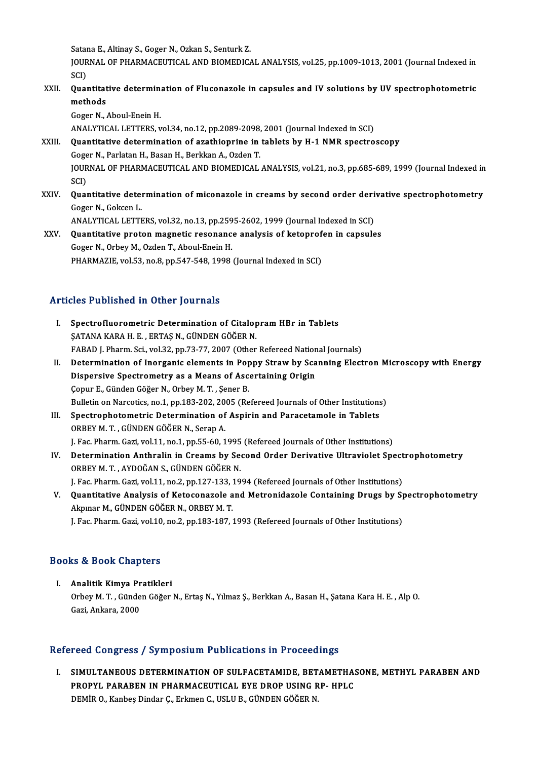Satana E., Altinay S., Goger N., Ozkan S., Senturk Z.
JOURNAL OF PHARMACEUTICAL AND BIOMEDICAL ANALYSIS, vol.25, pp.1009-1013, 2001 (Journal Indexed in SCI)

XXII. **Quantitative determination of Fluconazole in capsules and IV solutions by UV spectrophotometric methods**
Goger N., Aboul-Enein H.
ANALYTICAL LETTERS, vol.34, no.12, pp.2089-2098, 2001 (Journal Indexed in SCI)

XXIII. **Quantitative determination of azathioprine in tablets by H-1 NMR spectroscopy**
Goger N., Parlatan H., Basan H., Berkkan A., Ozden T.
JOURNAL OF PHARMACEUTICAL AND BIOMEDICAL ANALYSIS, vol.21, no.3, pp.685-689, 1999 (Journal Indexed in SCI)

XXIV. **Quantitative determination of miconazole in creams by second order derivative spectrophotometry**
Goger N., Gokcen L.
ANALYTICAL LETTERS, vol.32, no.13, pp.2595-2602, 1999 (Journal Indexed in SCI)

XXV. **Quantitative proton magnetic resonance analysis of ketoprofen in capsules**
Goger N., Orbey M., Ozden T., Aboul-Enein H.
PHARMAZIE, vol.53, no.8, pp.547-548, 1998 (Journal Indexed in SCI)

## Articles Published in Other Journals

I. **Spectrofluorometric Determination of Citalopram HBr in Tablets**
ŞATANA KARA H. E. , ERTAŞ N., GÜNDEN GÖĞER N.
FABAD J. Pharm. Sci., vol.32, pp.73-77, 2007 (Other Refereed National Journals)

II. **Determination of Inorganic elements in Poppy Straw by Scanning Electron Microscopy with Energy Dispersive Spectrometry as a Means of Ascertaining Origin**
Çopur E., Günden Göğer N., Orbey M. T. , Şener B.
Bulletin on Narcotics, no.1, pp.183-202, 2005 (Refereed Journals of Other Institutions)

III. **Spectrophotometric Determination of Aspirin and Paracetamole in Tablets**
ORBEY M. T. , GÜNDEN GÖĞER N., Serap A.
J. Fac. Pharm. Gazi, vol.11, no.1, pp.55-60, 1995 (Refereed Journals of Other Institutions)

IV. **Determination Anthralin in Creams by Second Order Derivative Ultraviolet Spectrophotometry**
ORBEY M. T. , AYDOĞAN S., GÜNDEN GÖĞER N.
J. Fac. Pharm. Gazi, vol.11, no.2, pp.127-133, 1994 (Refereed Journals of Other Institutions)

V. **Quantitative Analysis of Ketoconazole and Metronidazole Containing Drugs by Spectrophotometry**
Akpınar M., GÜNDEN GÖĞER N., ORBEY M. T.
J. Fac. Pharm. Gazi, vol.10, no.2, pp.183-187, 1993 (Refereed Journals of Other Institutions)

## Books & Book Chapters

I. **Analitik Kimya Pratikleri**
Orbey M. T. , Günden Göğer N., Ertaş N., Yılmaz Ş., Berkkan A., Basan H., Şatana Kara H. E. , Alp O.
Gazi, Ankara, 2000

## Refereed Congress / Symposium Publications in Proceedings

I. **SIMULTANEOUS DETERMINATION OF SULFACETAMIDE, BETAMETHASONE, METHYL PARABEN AND PROPYL PARABEN IN PHARMACEUTICAL EYE DROP USING RP- HPLC**
DEMİR O., Kanbeş Dindar Ç., Erkmen C., USLU B., GÜNDEN GÖĞER N.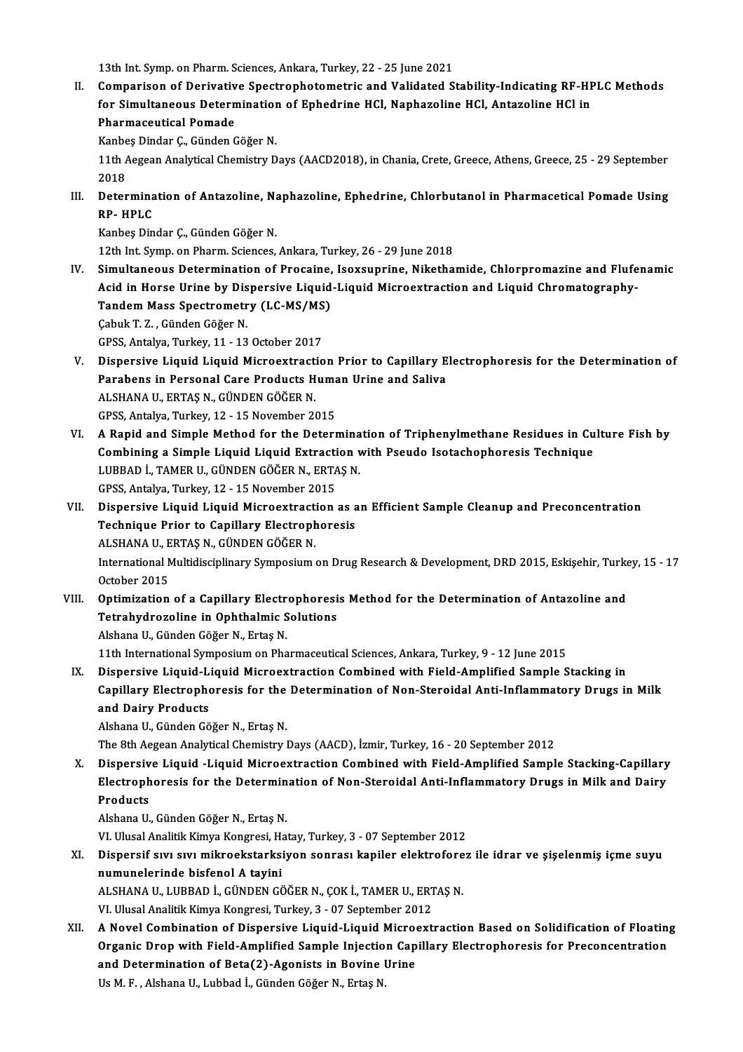13th Int. Symp. on Pharm. Sciences, Ankara, Turkey, 22 - 25 June 2021

II. **Comparison of Derivative Spectrophotometric and Validated Stability-Indicating RF-HPLC Methods for Simultaneous Determination of Ephedrine HCl, Naphazoline HCl, Antazoline HCl in Pharmaceutical Pomade**
Kanbeş Dindar Ç., Günden Göğer N.
11th Aegean Analytical Chemistry Days (AACD2018), in Chania, Crete, Greece, Athens, Greece, 25 - 29 September 2018

III. **Determination of Antazoline, Naphazoline, Ephedrine, Chlorbutanol in Pharmacetical Pomade Using RP- HPLC**
Kanbeş Dindar Ç., Günden Göğer N.
12th Int. Symp. on Pharm. Sciences, Ankara, Turkey, 26 - 29 June 2018

IV. **Simultaneous Determination of Procaine, Isoxsuprine, Nikethamide, Chlorpromazine and Flufenamic Acid in Horse Urine by Dispersive Liquid-Liquid Microextraction and Liquid Chromatography-Tandem Mass Spectrometry (LC-MS/MS)**
Çabuk T. Z. , Günden Göğer N.
GPSS, Antalya, Turkey, 11 - 13 October 2017

V. **Dispersive Liquid Liquid Microextraction Prior to Capillary Electrophoresis for the Determination of Parabens in Personal Care Products Human Urine and Saliva**
ALSHANA U., ERTAŞ N., GÜNDEN GÖĞER N.
GPSS, Antalya, Turkey, 12 - 15 November 2015

VI. **A Rapid and Simple Method for the Determination of Triphenylmethane Residues in Culture Fish by Combining a Simple Liquid Liquid Extraction with Pseudo Isotachophoresis Technique**
LUBBAD İ., TAMER U., GÜNDEN GÖĞER N., ERTAŞ N.
GPSS, Antalya, Turkey, 12 - 15 November 2015

VII. **Dispersive Liquid Liquid Microextraction as an Efficient Sample Cleanup and Preconcentration Technique Prior to Capillary Electrophoresis**
ALSHANA U., ERTAŞ N., GÜNDEN GÖĞER N.
International Multidisciplinary Symposium on Drug Research & Development, DRD 2015, Eskişehir, Turkey, 15 - 17 October 2015

VIII. **Optimization of a Capillary Electrophoresis Method for the Determination of Antazoline and Tetrahydrozoline in Ophthalmic Solutions**
Alshana U., Günden Göğer N., Ertaş N.
11th International Symposium on Pharmaceutical Sciences, Ankara, Turkey, 9 - 12 June 2015

IX. **Dispersive Liquid-Liquid Microextraction Combined with Field-Amplified Sample Stacking in Capillary Electrophoresis for the Determination of Non-Steroidal Anti-Inflammatory Drugs in Milk and Dairy Products**
Alshana U., Günden Göğer N., Ertaş N.
The 8th Aegean Analytical Chemistry Days (AACD), İzmir, Turkey, 16 - 20 September 2012

X. **Dispersive Liquid -Liquid Microextraction Combined with Field-Amplified Sample Stacking-Capillary Electrophoresis for the Determination of Non-Steroidal Anti-Inflammatory Drugs in Milk and Dairy Products**
Alshana U., Günden Göğer N., Ertaş N.
VI. Ulusal Analitik Kimya Kongresi, Hatay, Turkey, 3 - 07 September 2012

XI. **Dispersif sıvı sıvı mikroekstarksiyon sonrası kapiler elektroforez ile idrar ve şişelenmiş içme suyu numunelerinde bisfenol A tayini**
ALSHANA U., LUBBAD İ., GÜNDEN GÖĞER N., ÇOK İ., TAMER U., ERTAŞ N.
VI. Ulusal Analitik Kimya Kongresi, Turkey, 3 - 07 September 2012

XII. **A Novel Combination of Dispersive Liquid-Liquid Microextraction Based on Solidification of Floating Organic Drop with Field-Amplified Sample Injection Capillary Electrophoresis for Preconcentration and Determination of Beta(2)-Agonists in Bovine Urine**
Us M. F. , Alshana U., Lubbad İ., Günden Göğer N., Ertaş N.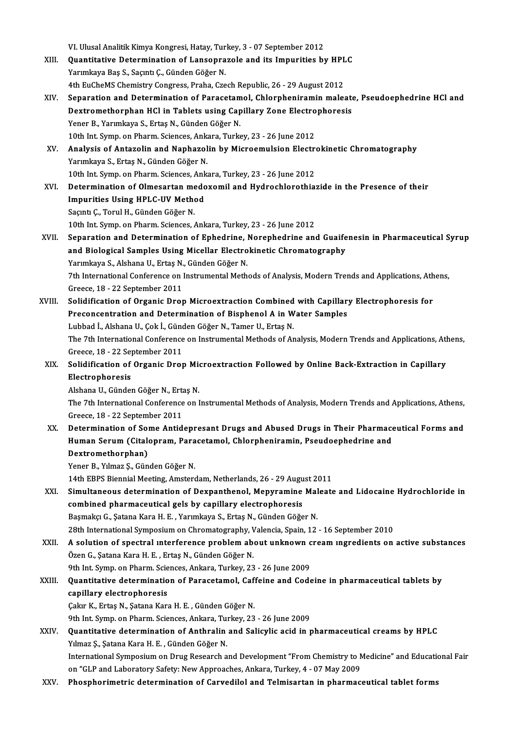VI. Ulusal Analitik Kimya Kongresi, Hatay, Turkey, 3 - 07 September 2012

XIII. **Quantitative Determination of Lansoprazole and its Impurities by HPLC**
Yarımkaya Baş S., Saçıntı Ç., Günden Göğer N.
4th EuCheMS Chemistry Congress, Praha, Czech Republic, 26 - 29 August 2012

XIV. **Separation and Determination of Paracetamol, Chlorpheniramin maleate, Pseudoephedrine HCl and Dextromethorphan HCl in Tablets using Capillary Zone Electrophoresis**
Yener B., Yarımkaya S., Ertaş N., Günden Göğer N.
10th Int. Symp. on Pharm. Sciences, Ankara, Turkey, 23 - 26 June 2012

XV. **Analysis of Antazolin and Naphazolin by Microemulsion Electrokinetic Chromatography**
Yarımkaya S., Ertaş N., Günden Göğer N.
10th Int. Symp. on Pharm. Sciences, Ankara, Turkey, 23 - 26 June 2012

XVI. **Determination of Olmesartan medoxomil and Hydrochlorothiazide in the Presence of their Impurities Using HPLC-UV Method**
Saçıntı Ç., Torul H., Günden Göğer N.
10th Int. Symp. on Pharm. Sciences, Ankara, Turkey, 23 - 26 June 2012

XVII. **Separation and Determination of Ephedrine, Norephedrine and Guaifenesin in Pharmaceutical Syrup and Biological Samples Using Micellar Electrokinetic Chromatography**
Yarımkaya S., Alshana U., Ertaş N., Günden Göğer N.
7th International Conference on Instrumental Methods of Analysis, Modern Trends and Applications, Athens, Greece, 18 - 22 September 2011

XVIII. **Solidification of Organic Drop Microextraction Combined with Capillary Electrophoresis for Preconcentration and Determination of Bisphenol A in Water Samples**
Lubbad İ., Alshana U., Çok İ., Günden Göğer N., Tamer U., Ertaş N.
The 7th International Conference on Instrumental Methods of Analysis, Modern Trends and Applications, Athens, Greece, 18 - 22 September 2011

XIX. **Solidification of Organic Drop Microextraction Followed by Online Back-Extraction in Capillary Electrophoresis**
Alshana U., Günden Göğer N., Ertaş N.
The 7th International Conference on Instrumental Methods of Analysis, Modern Trends and Applications, Athens, Greece, 18 - 22 September 2011

XX. **Determination of Some Antidepresant Drugs and Abused Drugs in Their Pharmaceutical Forms and Human Serum (Citalopram, Paracetamol, Chlorpheniramin, Pseudoephedrine and Dextromethorphan)**
Yener B., Yılmaz Ş., Günden Göğer N.
14th EBPS Biennial Meeting, Amsterdam, Netherlands, 26 - 29 August 2011

XXI. **Simultaneous determination of Dexpanthenol, Mepyramine Maleate and Lidocaine Hydrochloride in combined pharmaceutical gels by capillary electrophoresis**
Başmakçı G., Şatana Kara H. E. , Yarımkaya S., Ertaş N., Günden Göğer N.
28th International Symposium on Chromatography, Valencia, Spain, 12 - 16 September 2010

XXII. **A solution of spectral ınterference problem about unknown cream ıngredients on active substances**
Özen G., Şatana Kara H. E. , Ertaş N., Günden Göğer N.
9th Int. Symp. on Pharm. Sciences, Ankara, Turkey, 23 - 26 June 2009

XXIII. **Quantitative determination of Paracetamol, Caffeine and Codeine in pharmaceutical tablets by capillary electrophoresis**
Çakır K., Ertaş N., Şatana Kara H. E. , Günden Göğer N.
9th Int. Symp. on Pharm. Sciences, Ankara, Turkey, 23 - 26 June 2009

XXIV. **Quantitative determination of Anthralin and Salicylic acid in pharmaceutical creams by HPLC**
Yılmaz Ş., Şatana Kara H. E. , Günden Göğer N.
International Symposium on Drug Research and Development "From Chemistry to Medicine" and Educational Fair on "GLP and Laboratory Safety: New Approaches, Ankara, Turkey, 4 - 07 May 2009

XXV. **Phosphorimetric determination of Carvedilol and Telmisartan in pharmaceutical tablet forms**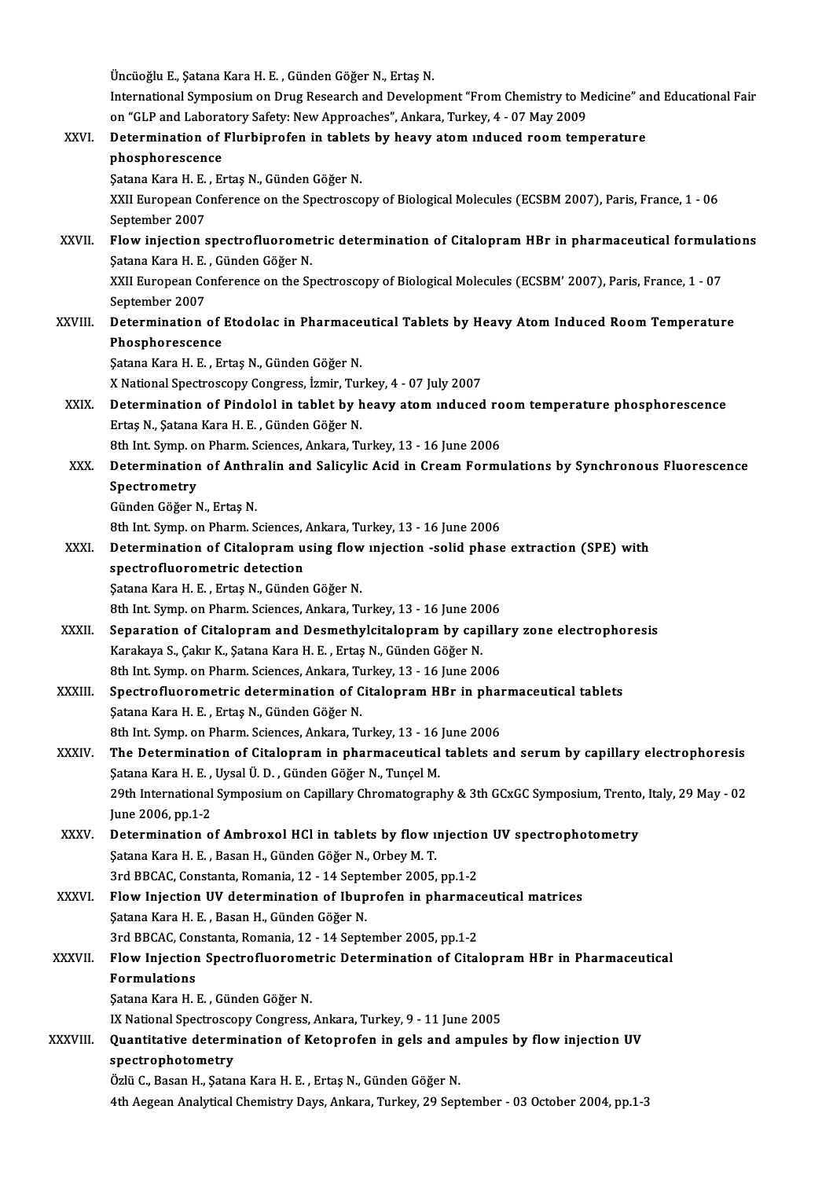Üncüoğlu E., Şatana Kara H. E. , Günden Göğer N., Ertaş N.
International Symposium on Drug Research and Development "From Chemistry to Medicine" and Educational Fair on "GLP and Laboratory Safety: New Approaches", Ankara, Turkey, 4 - 07 May 2009

XXVI. **Determination of Flurbiprofen in tablets by heavy atom ınduced room temperature phosphorescence**
Şatana Kara H. E. , Ertaş N., Günden Göğer N.
XXII European Conference on the Spectroscopy of Biological Molecules (ECSBM 2007), Paris, France, 1 - 06 September 2007

XXVII. **Flow injection spectrofluorometric determination of Citalopram HBr in pharmaceutical formulations**
Şatana Kara H. E. , Günden Göğer N.
XXII European Conference on the Spectroscopy of Biological Molecules (ECSBM' 2007), Paris, France, 1 - 07 September 2007

XXVIII. **Determination of Etodolac in Pharmaceutical Tablets by Heavy Atom Induced Room Temperature Phosphorescence**
Şatana Kara H. E. , Ertaş N., Günden Göğer N.
X National Spectroscopy Congress, İzmir, Turkey, 4 - 07 July 2007

XXIX. **Determination of Pindolol in tablet by heavy atom ınduced room temperature phosphorescence**
Ertaş N., Şatana Kara H. E. , Günden Göğer N.
8th Int. Symp. on Pharm. Sciences, Ankara, Turkey, 13 - 16 June 2006

XXX. **Determination of Anthralin and Salicylic Acid in Cream Formulations by Synchronous Fluorescence Spectrometry**
Günden Göğer N., Ertaş N.
8th Int. Symp. on Pharm. Sciences, Ankara, Turkey, 13 - 16 June 2006

XXXI. **Determination of Citalopram using flow ınjection -solid phase extraction (SPE) with spectrofluorometric detection**
Şatana Kara H. E. , Ertaş N., Günden Göğer N.
8th Int. Symp. on Pharm. Sciences, Ankara, Turkey, 13 - 16 June 2006

XXXII. **Separation of Citalopram and Desmethylcitalopram by capillary zone electrophoresis**
Karakaya S., Çakır K., Şatana Kara H. E. , Ertaş N., Günden Göğer N.
8th Int. Symp. on Pharm. Sciences, Ankara, Turkey, 13 - 16 June 2006

XXXIII. **Spectrofluorometric determination of Citalopram HBr in pharmaceutical tablets**
Şatana Kara H. E. , Ertaş N., Günden Göğer N.
8th Int. Symp. on Pharm. Sciences, Ankara, Turkey, 13 - 16 June 2006

XXXIV. **The Determination of Citalopram in pharmaceutical tablets and serum by capillary electrophoresis**
Şatana Kara H. E. , Uysal Ü. D. , Günden Göğer N., Tunçel M.
29th International Symposium on Capillary Chromatography & 3th GCxGC Symposium, Trento, Italy, 29 May - 02 June 2006, pp.1-2

XXXV. **Determination of Ambroxol HCl in tablets by flow ınjection UV spectrophotometry**
Şatana Kara H. E. , Basan H., Günden Göğer N., Orbey M. T.
3rd BBCAC, Constanta, Romania, 12 - 14 September 2005, pp.1-2

XXXVI. **Flow Injection UV determination of Ibuprofen in pharmaceutical matrices**
Şatana Kara H. E. , Basan H., Günden Göğer N.
3rd BBCAC, Constanta, Romania, 12 - 14 September 2005, pp.1-2

XXXVII. **Flow Injection Spectrofluorometric Determination of Citalopram HBr in Pharmaceutical Formulations**
Şatana Kara H. E. , Günden Göğer N.
IX National Spectroscopy Congress, Ankara, Turkey, 9 - 11 June 2005

XXXVIII. **Quantitative determination of Ketoprofen in gels and ampules by flow injection UV spectrophotometry**
Özlü C., Basan H., Şatana Kara H. E. , Ertaş N., Günden Göğer N.
4th Aegean Analytical Chemistry Days, Ankara, Turkey, 29 September - 03 October 2004, pp.1-3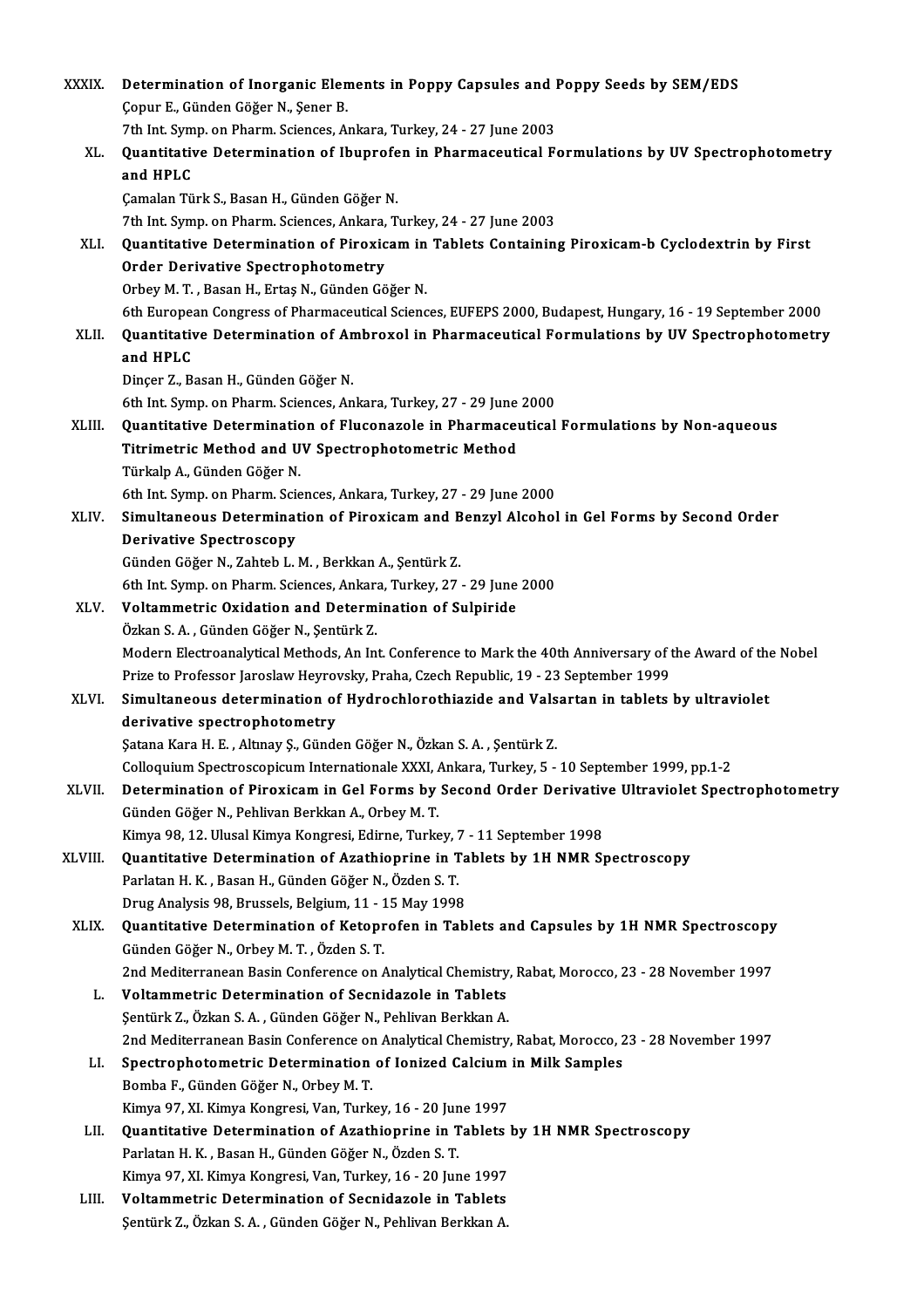XXXIX. **Determination of Inorganic Elements in Poppy Capsules and Poppy Seeds by SEM/EDS**
Çopur E., Günden Göğer N., Şener B.
7th Int. Symp. on Pharm. Sciences, Ankara, Turkey, 24 - 27 June 2003

XL. **Quantitative Determination of Ibuprofen in Pharmaceutical Formulations by UV Spectrophotometry and HPLC**
Çamalan Türk S., Basan H., Günden Göğer N.
7th Int. Symp. on Pharm. Sciences, Ankara, Turkey, 24 - 27 June 2003

XLI. **Quantitative Determination of Piroxicam in Tablets Containing Piroxicam-b Cyclodextrin by First Order Derivative Spectrophotometry**
Orbey M. T. , Basan H., Ertaş N., Günden Göğer N.
6th European Congress of Pharmaceutical Sciences, EUFEPS 2000, Budapest, Hungary, 16 - 19 September 2000

XLII. **Quantitative Determination of Ambroxol in Pharmaceutical Formulations by UV Spectrophotometry and HPLC**
Dinçer Z., Basan H., Günden Göğer N.
6th Int. Symp. on Pharm. Sciences, Ankara, Turkey, 27 - 29 June 2000

XLIII. **Quantitative Determination of Fluconazole in Pharmaceutical Formulations by Non-aqueous Titrimetric Method and UV Spectrophotometric Method**
Türkalp A., Günden Göğer N.
6th Int. Symp. on Pharm. Sciences, Ankara, Turkey, 27 - 29 June 2000

XLIV. **Simultaneous Determination of Piroxicam and Benzyl Alcohol in Gel Forms by Second Order Derivative Spectroscopy**
Günden Göğer N., Zahteb L. M. , Berkkan A., Şentürk Z.
6th Int. Symp. on Pharm. Sciences, Ankara, Turkey, 27 - 29 June 2000

XLV. **Voltammetric Oxidation and Determination of Sulpiride**
Özkan S. A. , Günden Göğer N., Şentürk Z.
Modern Electroanalytical Methods, An Int. Conference to Mark the 40th Anniversary of the Award of the Nobel Prize to Professor Jaroslaw Heyrovsky, Praha, Czech Republic, 19 - 23 September 1999

XLVI. **Simultaneous determination of Hydrochlorothiazide and Valsartan in tablets by ultraviolet derivative spectrophotometry**
Şatana Kara H. E. , Altınay Ş., Günden Göğer N., Özkan S. A. , Şentürk Z.
Colloquium Spectroscopicum Internationale XXXI, Ankara, Turkey, 5 - 10 September 1999, pp.1-2

XLVII. **Determination of Piroxicam in Gel Forms by Second Order Derivative Ultraviolet Spectrophotometry**
Günden Göğer N., Pehlivan Berkkan A., Orbey M. T.
Kimya 98, 12. Ulusal Kimya Kongresi, Edirne, Turkey, 7 - 11 September 1998

XLVIII. **Quantitative Determination of Azathioprine in Tablets by 1H NMR Spectroscopy**
Parlatan H. K. , Basan H., Günden Göğer N., Özden S. T.
Drug Analysis 98, Brussels, Belgium, 11 - 15 May 1998

XLIX. **Quantitative Determination of Ketoprofen in Tablets and Capsules by 1H NMR Spectroscopy**
Günden Göğer N., Orbey M. T. , Özden S. T.
2nd Mediterranean Basin Conference on Analytical Chemistry, Rabat, Morocco, 23 - 28 November 1997

L. **Voltammetric Determination of Secnidazole in Tablets**
Şentürk Z., Özkan S. A. , Günden Göğer N., Pehlivan Berkkan A.
2nd Mediterranean Basin Conference on Analytical Chemistry, Rabat, Morocco, 23 - 28 November 1997

LI. **Spectrophotometric Determination of Ionized Calcium in Milk Samples**
Bomba F., Günden Göğer N., Orbey M. T.
Kimya 97, XI. Kimya Kongresi, Van, Turkey, 16 - 20 June 1997

LII. **Quantitative Determination of Azathioprine in Tablets by 1H NMR Spectroscopy**
Parlatan H. K. , Basan H., Günden Göğer N., Özden S. T.
Kimya 97, XI. Kimya Kongresi, Van, Turkey, 16 - 20 June 1997

LIII. **Voltammetric Determination of Secnidazole in Tablets**
Şentürk Z., Özkan S. A. , Günden Göğer N., Pehlivan Berkkan A.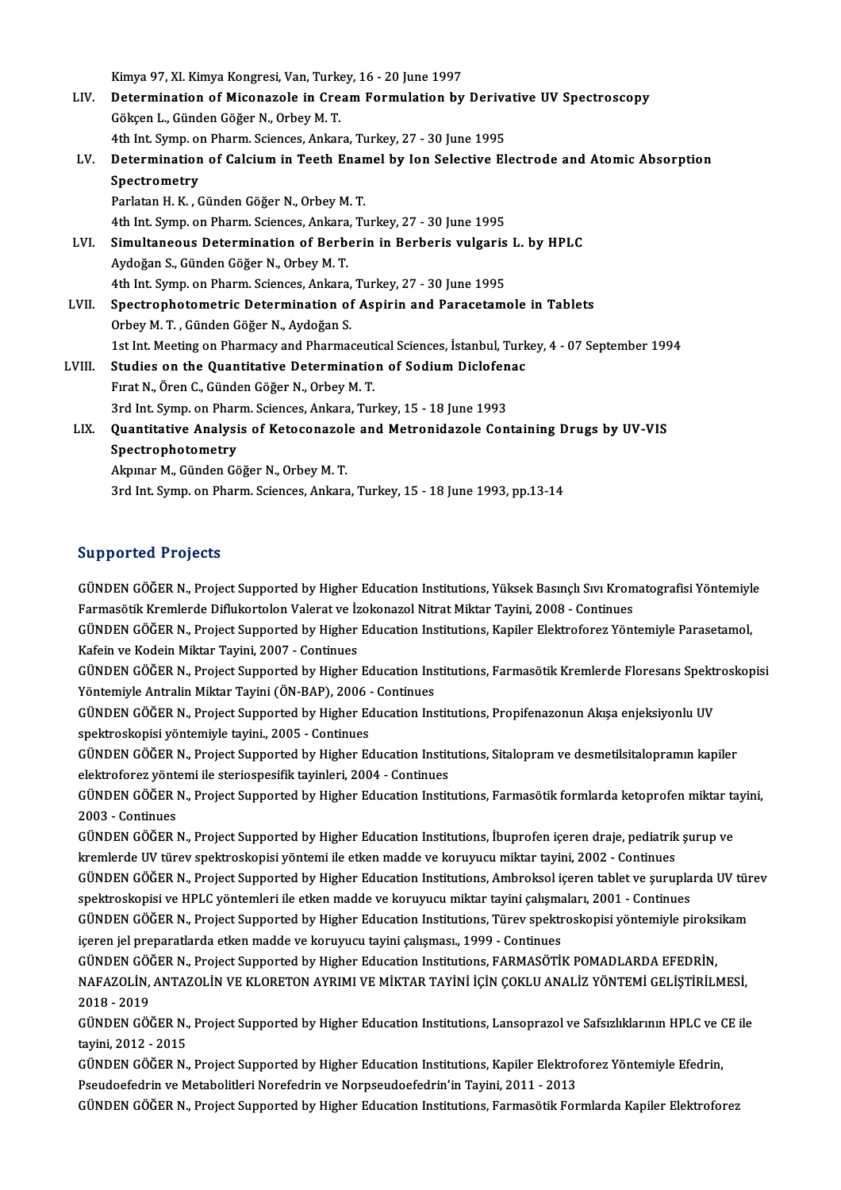Kimya 97, XI. Kimya Kongresi, Van, Turkey, 16 - 20 June 1997

LIV. **Determination of Miconazole in Cream Formulation by Derivative UV Spectroscopy**
Gökçen L., Günden Göğer N., Orbey M. T.
4th Int. Symp. on Pharm. Sciences, Ankara, Turkey, 27 - 30 June 1995

LV. **Determination of Calcium in Teeth Enamel by Ion Selective Electrode and Atomic Absorption Spectrometry**
Parlatan H. K. , Günden Göğer N., Orbey M. T.
4th Int. Symp. on Pharm. Sciences, Ankara, Turkey, 27 - 30 June 1995

LVI. **Simultaneous Determination of Berberin in Berberis vulgaris L. by HPLC**
Aydoğan S., Günden Göğer N., Orbey M. T.
4th Int. Symp. on Pharm. Sciences, Ankara, Turkey, 27 - 30 June 1995

LVII. **Spectrophotometric Determination of Aspirin and Paracetamole in Tablets**
Orbey M. T. , Günden Göğer N., Aydoğan S.
1st Int. Meeting on Pharmacy and Pharmaceutical Sciences, İstanbul, Turkey, 4 - 07 September 1994

LVIII. **Studies on the Quantitative Determination of Sodium Diclofenac**
Fırat N., Ören C., Günden Göğer N., Orbey M. T.
3rd Int. Symp. on Pharm. Sciences, Ankara, Turkey, 15 - 18 June 1993

LIX. **Quantitative Analysis of Ketoconazole and Metronidazole Containing Drugs by UV-VIS Spectrophotometry**
Akpınar M., Günden Göğer N., Orbey M. T.
3rd Int. Symp. on Pharm. Sciences, Ankara, Turkey, 15 - 18 June 1993, pp.13-14

## Supported Projects

GÜNDEN GÖĞER N., Project Supported by Higher Education Institutions, Yüksek Basınçlı Sıvı Kromatografisi Yöntemiyle Farmasötik Kremlerde Diflukortolon Valerat ve İzokonazol Nitrat Miktar Tayini, 2008 - Continues

GÜNDEN GÖĞER N., Project Supported by Higher Education Institutions, Kapiler Elektroforez Yöntemiyle Parasetamol, Kafein ve Kodein Miktar Tayini, 2007 - Continues

GÜNDEN GÖĞER N., Project Supported by Higher Education Institutions, Farmasötik Kremlerde Floresans Spektroskopisi Yöntemiyle Antralin Miktar Tayini (ÖN-BAP), 2006 - Continues

GÜNDEN GÖĞER N., Project Supported by Higher Education Institutions, Propifenazonun Akışa enjeksiyonlu UV spektroskopisi yöntemiyle tayini., 2005 - Continues

GÜNDEN GÖĞER N., Project Supported by Higher Education Institutions, Sitalopram ve desmetilsitalopramın kapiler elektroforez yöntemi ile steriospesifik tayinleri, 2004 - Continues

GÜNDEN GÖĞER N., Project Supported by Higher Education Institutions, Farmasötik formlarda ketoprofen miktar tayini, 2003 - Continues

GÜNDEN GÖĞER N., Project Supported by Higher Education Institutions, İbuprofen içeren draje, pediatrik şurup ve kremlerde UV türev spektroskopisi yöntemi ile etken madde ve koruyucu miktar tayini, 2002 - Continues

GÜNDEN GÖĞER N., Project Supported by Higher Education Institutions, Ambroksol içeren tablet ve şuruplarda UV türev spektroskopisi ve HPLC yöntemleri ile etken madde ve koruyucu miktar tayini çalışmaları, 2001 - Continues

GÜNDEN GÖĞER N., Project Supported by Higher Education Institutions, Türev spektroskopisi yöntemiyle piroksikam içeren jel preparatlarda etken madde ve koruyucu tayini çalışması., 1999 - Continues

GÜNDEN GÖĞER N., Project Supported by Higher Education Institutions, FARMASÖTİK POMADLARDA EFEDRİN, NAFAZOLİN, ANTAZOLİN VE KLORETON AYRIMI VE MİKTAR TAYİNİ İÇİN ÇOKLU ANALİZ YÖNTEMİ GELİŞTİRİLMESİ, 2018 - 2019

GÜNDEN GÖĞER N., Project Supported by Higher Education Institutions, Lansoprazol ve Safsızlıklarının HPLC ve CE ile tayini, 2012 - 2015

GÜNDEN GÖĞER N., Project Supported by Higher Education Institutions, Kapiler Elektroforez Yöntemiyle Efedrin, Pseudoefedrin ve Metabolitleri Norefedrin ve Norpseudoefedrin'in Tayini, 2011 - 2013

GÜNDEN GÖĞER N., Project Supported by Higher Education Institutions, Farmasötik Formlarda Kapiler Elektroforez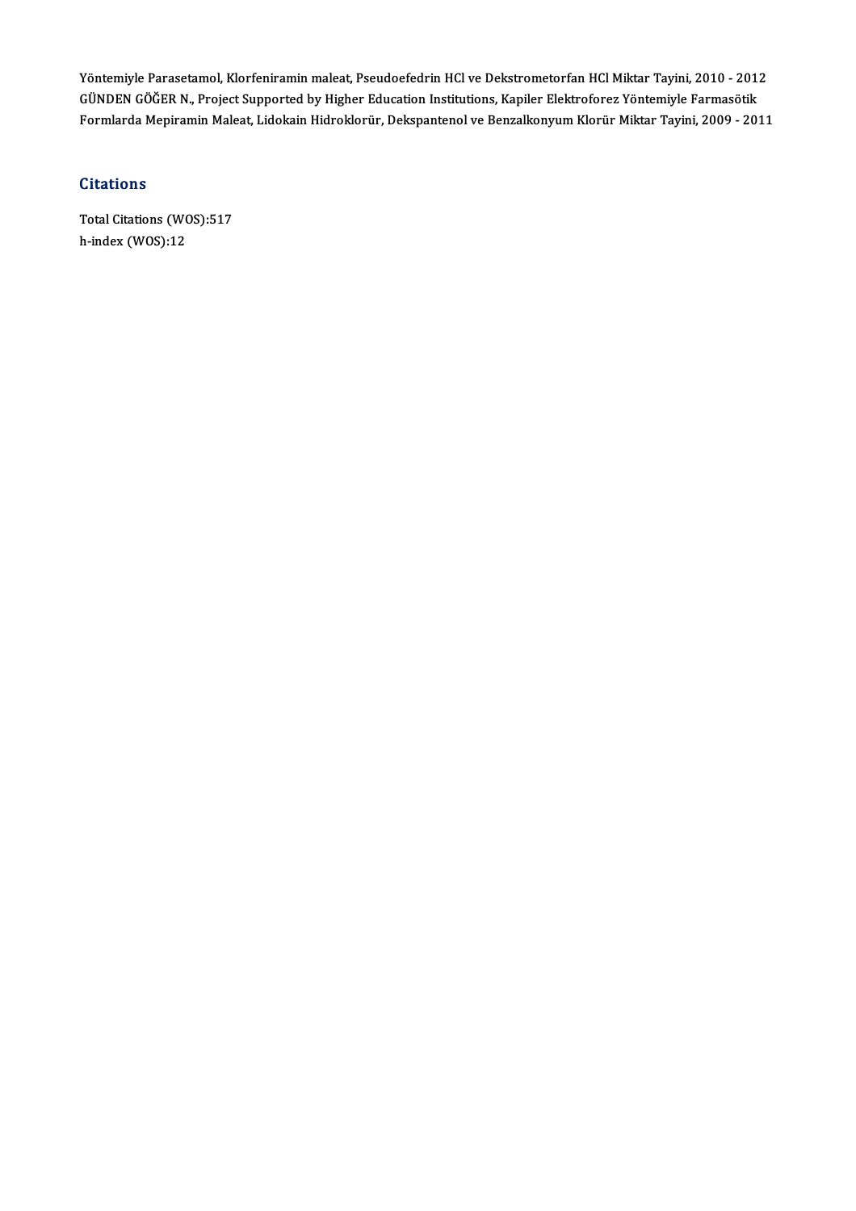Yöntemiyle Parasetamol, Klorfeniramin maleat, Pseudoefedrin HCl ve Dekstrometorfan HCl Miktar Tayini, 2010 - 2012
GÜNDEN GÖĞER N., Project Supported by Higher Education Institutions, Kapiler Elektroforez Yöntemiyle Farmasötik Formlarda Mepiramin Maleat, Lidokain Hidroklorür, Dekspantenol ve Benzalkonyum Klorür Miktar Tayini, 2009 - 2011

## Citations

Total Citations (WOS):517
h-index (WOS):12